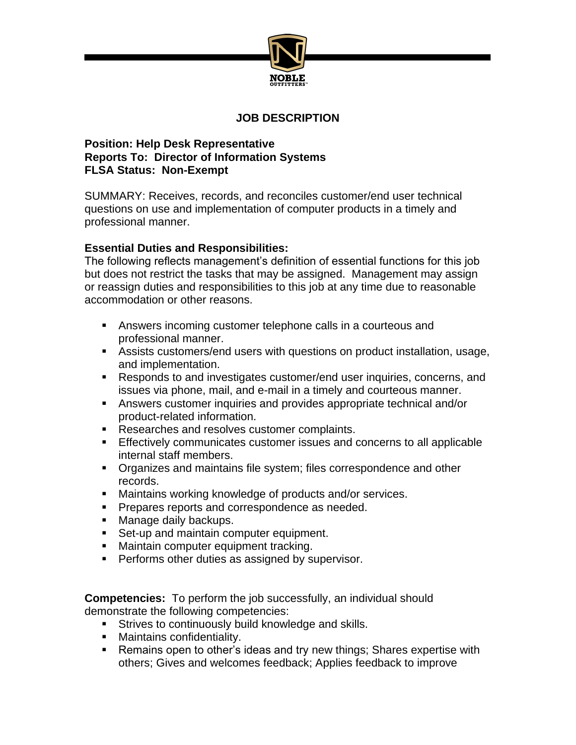# JOB DESCRIPTION

**Position: Help Desk Representative**
**Reports To: Director of Information Systems**
**FLSA Status: Non-Exempt**

SUMMARY: Receives, records, and reconciles customer/end user technical questions on use and implementation of computer products in a timely and professional manner.

**Essential Duties and Responsibilities:**
The following reflects management's definition of essential functions for this job but does not restrict the tasks that may be assigned. Management may assign or reassign duties and responsibilities to this job at any time due to reasonable accommodation or other reasons.

- Answers incoming customer telephone calls in a courteous and professional manner.
- Assists customers/end users with questions on product installation, usage, and implementation.
- Responds to and investigates customer/end user inquiries, concerns, and issues via phone, mail, and e-mail in a timely and courteous manner.
- Answers customer inquiries and provides appropriate technical and/or product-related information.
- Researches and resolves customer complaints.
- Effectively communicates customer issues and concerns to all applicable internal staff members.
- Organizes and maintains file system; files correspondence and other records.
- Maintains working knowledge of products and/or services.
- Prepares reports and correspondence as needed.
- Manage daily backups.
- Set-up and maintain computer equipment.
- Maintain computer equipment tracking.
- Performs other duties as assigned by supervisor.

**Competencies:** To perform the job successfully, an individual should demonstrate the following competencies:

- Strives to continuously build knowledge and skills.
- Maintains confidentiality.
- Remains open to other's ideas and try new things; Shares expertise with others; Gives and welcomes feedback; Applies feedback to improve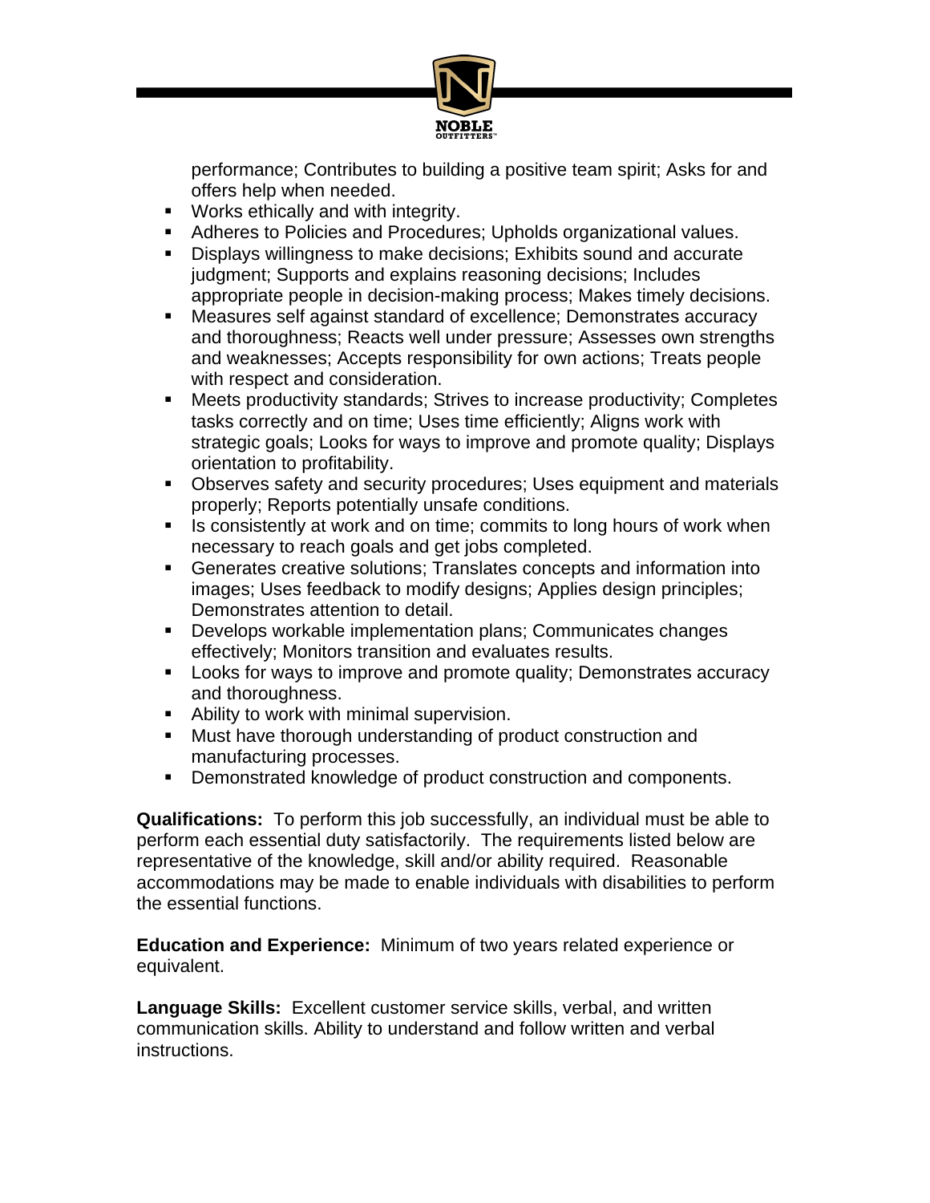performance; Contributes to building a positive team spirit; Asks for and offers help when needed.

- Works ethically and with integrity.
- Adheres to Policies and Procedures; Upholds organizational values.
- Displays willingness to make decisions; Exhibits sound and accurate judgment; Supports and explains reasoning decisions; Includes appropriate people in decision-making process; Makes timely decisions.
- Measures self against standard of excellence; Demonstrates accuracy and thoroughness; Reacts well under pressure; Assesses own strengths and weaknesses; Accepts responsibility for own actions; Treats people with respect and consideration.
- Meets productivity standards; Strives to increase productivity; Completes tasks correctly and on time; Uses time efficiently; Aligns work with strategic goals; Looks for ways to improve and promote quality; Displays orientation to profitability.
- Observes safety and security procedures; Uses equipment and materials properly; Reports potentially unsafe conditions.
- Is consistently at work and on time; commits to long hours of work when necessary to reach goals and get jobs completed.
- Generates creative solutions; Translates concepts and information into images; Uses feedback to modify designs; Applies design principles; Demonstrates attention to detail.
- Develops workable implementation plans; Communicates changes effectively; Monitors transition and evaluates results.
- Looks for ways to improve and promote quality; Demonstrates accuracy and thoroughness.
- Ability to work with minimal supervision.
- Must have thorough understanding of product construction and manufacturing processes.
- Demonstrated knowledge of product construction and components.

**Qualifications:** To perform this job successfully, an individual must be able to perform each essential duty satisfactorily. The requirements listed below are representative of the knowledge, skill and/or ability required. Reasonable accommodations may be made to enable individuals with disabilities to perform the essential functions.

**Education and Experience:** Minimum of two years related experience or equivalent.

**Language Skills:** Excellent customer service skills, verbal, and written communication skills. Ability to understand and follow written and verbal instructions.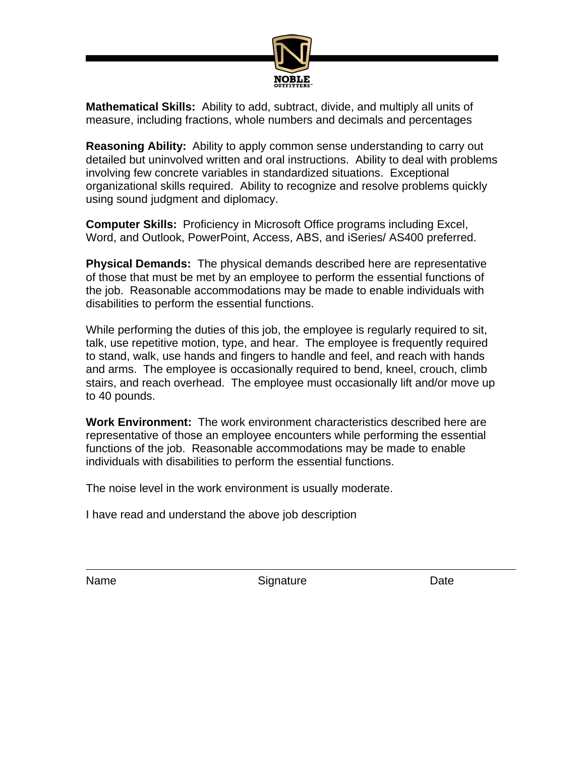**Mathematical Skills:** Ability to add, subtract, divide, and multiply all units of measure, including fractions, whole numbers and decimals and percentages

**Reasoning Ability:** Ability to apply common sense understanding to carry out detailed but uninvolved written and oral instructions. Ability to deal with problems involving few concrete variables in standardized situations. Exceptional organizational skills required. Ability to recognize and resolve problems quickly using sound judgment and diplomacy.

**Computer Skills:** Proficiency in Microsoft Office programs including Excel, Word, and Outlook, PowerPoint, Access, ABS, and iSeries/ AS400 preferred.

**Physical Demands:** The physical demands described here are representative of those that must be met by an employee to perform the essential functions of the job. Reasonable accommodations may be made to enable individuals with disabilities to perform the essential functions.

While performing the duties of this job, the employee is regularly required to sit, talk, use repetitive motion, type, and hear. The employee is frequently required to stand, walk, use hands and fingers to handle and feel, and reach with hands and arms. The employee is occasionally required to bend, kneel, crouch, climb stairs, and reach overhead. The employee must occasionally lift and/or move up to 40 pounds.

**Work Environment:** The work environment characteristics described here are representative of those an employee encounters while performing the essential functions of the job. Reasonable accommodations may be made to enable individuals with disabilities to perform the essential functions.

The noise level in the work environment is usually moderate.

I have read and understand the above job description

Name Signature Date